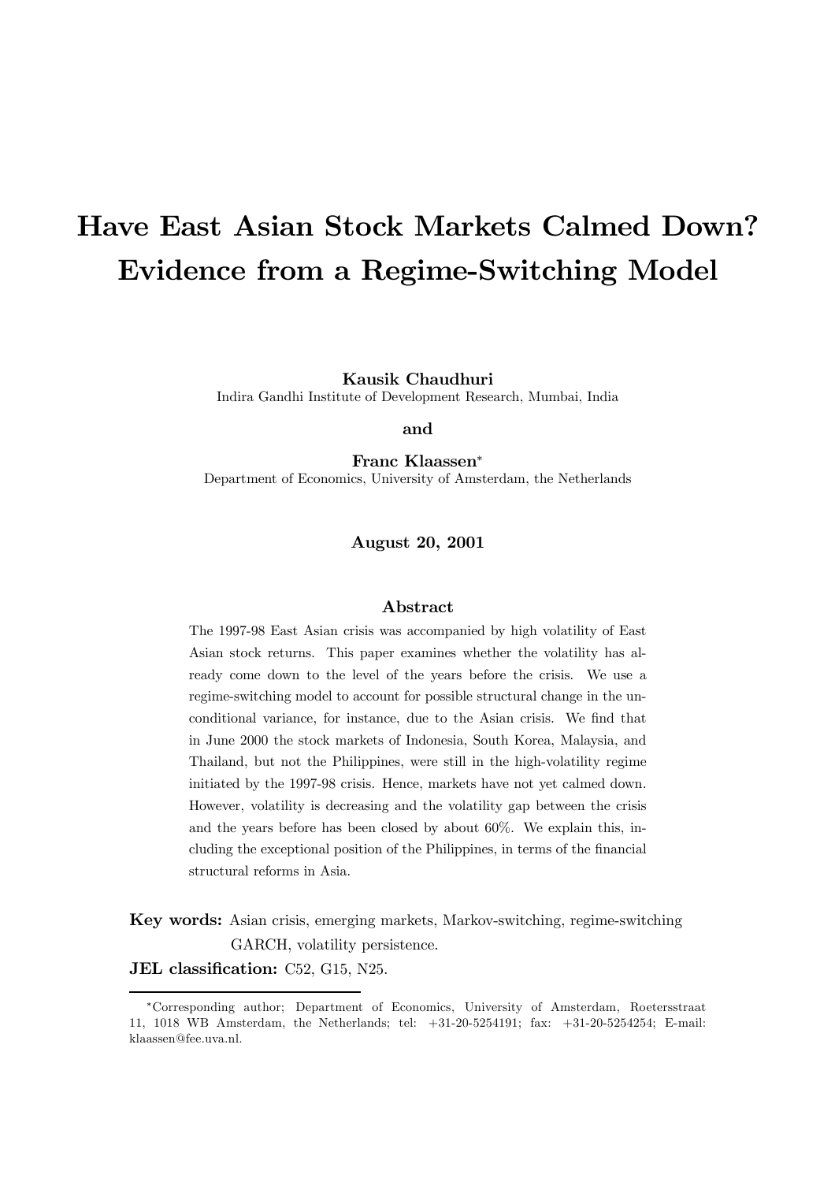# Have East Asian Stock Markets Calmed Down? Evidence from a Regime-Switching Model

**Kausik Chaudhuri**
Indira Gandhi Institute of Development Research, Mumbai, India

**and**

**Franc Klaassen**[*]
Department of Economics, University of Amsterdam, the Netherlands

**August 20, 2001**

## Abstract

The 1997-98 East Asian crisis was accompanied by high volatility of East Asian stock returns. This paper examines whether the volatility has already come down to the level of the years before the crisis. We use a regime-switching model to account for possible structural change in the unconditional variance, for instance, due to the Asian crisis. We find that in June 2000 the stock markets of Indonesia, South Korea, Malaysia, and Thailand, but not the Philippines, were still in the high-volatility regime initiated by the 1997-98 crisis. Hence, markets have not yet calmed down. However, volatility is decreasing and the volatility gap between the crisis and the years before has been closed by about 60%. We explain this, including the exceptional position of the Philippines, in terms of the financial structural reforms in Asia.

**Key words:** Asian crisis, emerging markets, Markov-switching, regime-switching GARCH, volatility persistence.

**JEL classification:** C52, G15, N25.

[*]Corresponding author; Department of Economics, University of Amsterdam, Roetersstraat 11, 1018 WB Amsterdam, the Netherlands; tel: +31-20-5254191; fax: +31-20-5254254; E-mail: klaassen@fee.uva.nl.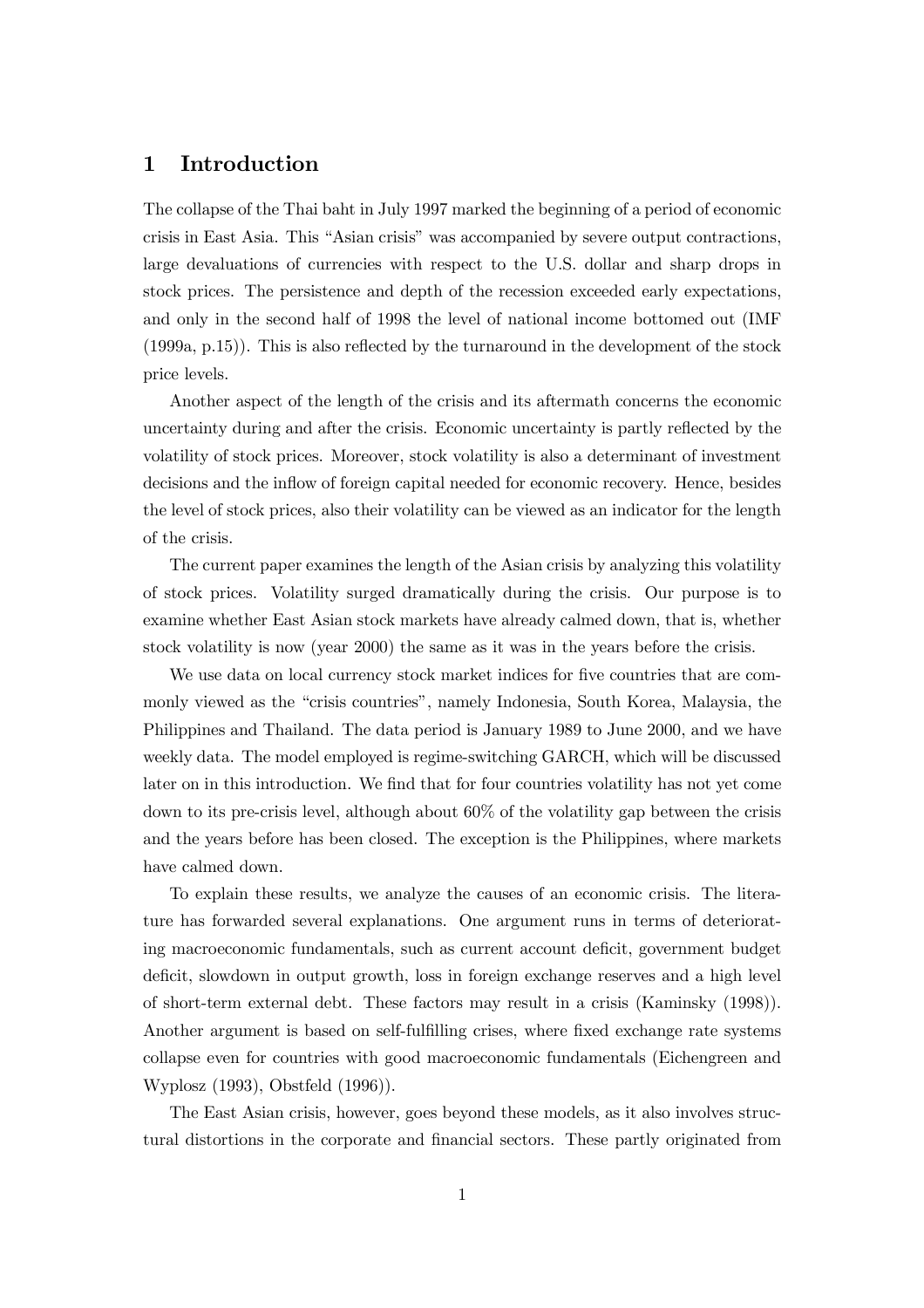# 1 Introduction

The collapse of the Thai baht in July 1997 marked the beginning of a period of economic crisis in East Asia. This "Asian crisis" was accompanied by severe output contractions, large devaluations of currencies with respect to the U.S. dollar and sharp drops in stock prices. The persistence and depth of the recession exceeded early expectations, and only in the second half of 1998 the level of national income bottomed out (IMF (1999a, p.15)). This is also reflected by the turnaround in the development of the stock price levels.

Another aspect of the length of the crisis and its aftermath concerns the economic uncertainty during and after the crisis. Economic uncertainty is partly reflected by the volatility of stock prices. Moreover, stock volatility is also a determinant of investment decisions and the inflow of foreign capital needed for economic recovery. Hence, besides the level of stock prices, also their volatility can be viewed as an indicator for the length of the crisis.

The current paper examines the length of the Asian crisis by analyzing this volatility of stock prices. Volatility surged dramatically during the crisis. Our purpose is to examine whether East Asian stock markets have already calmed down, that is, whether stock volatility is now (year 2000) the same as it was in the years before the crisis.

We use data on local currency stock market indices for five countries that are commonly viewed as the "crisis countries", namely Indonesia, South Korea, Malaysia, the Philippines and Thailand. The data period is January 1989 to June 2000, and we have weekly data. The model employed is regime-switching GARCH, which will be discussed later on in this introduction. We find that for four countries volatility has not yet come down to its pre-crisis level, although about 60% of the volatility gap between the crisis and the years before has been closed. The exception is the Philippines, where markets have calmed down.

To explain these results, we analyze the causes of an economic crisis. The literature has forwarded several explanations. One argument runs in terms of deteriorating macroeconomic fundamentals, such as current account deficit, government budget deficit, slowdown in output growth, loss in foreign exchange reserves and a high level of short-term external debt. These factors may result in a crisis (Kaminsky (1998)). Another argument is based on self-fulfilling crises, where fixed exchange rate systems collapse even for countries with good macroeconomic fundamentals (Eichengreen and Wyplosz (1993), Obstfeld (1996)).

The East Asian crisis, however, goes beyond these models, as it also involves structural distortions in the corporate and financial sectors. These partly originated from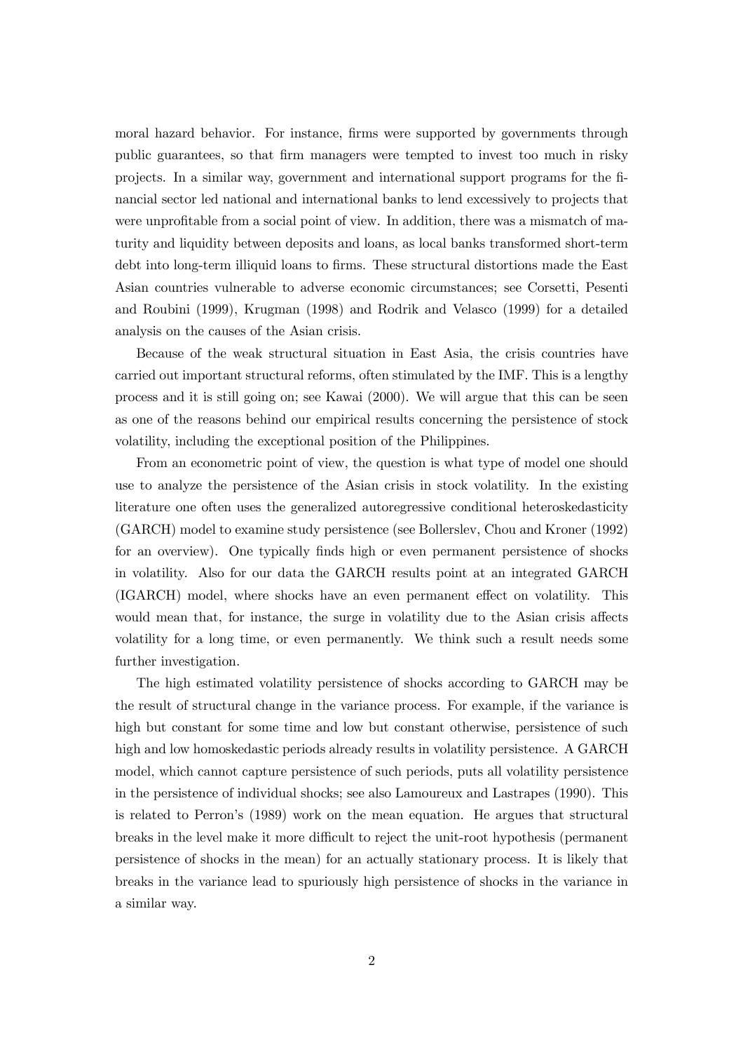moral hazard behavior. For instance, firms were supported by governments through public guarantees, so that firm managers were tempted to invest too much in risky projects. In a similar way, government and international support programs for the financial sector led national and international banks to lend excessively to projects that were unprofitable from a social point of view. In addition, there was a mismatch of maturity and liquidity between deposits and loans, as local banks transformed short-term debt into long-term illiquid loans to firms. These structural distortions made the East Asian countries vulnerable to adverse economic circumstances; see Corsetti, Pesenti and Roubini (1999), Krugman (1998) and Rodrik and Velasco (1999) for a detailed analysis on the causes of the Asian crisis.

Because of the weak structural situation in East Asia, the crisis countries have carried out important structural reforms, often stimulated by the IMF. This is a lengthy process and it is still going on; see Kawai (2000). We will argue that this can be seen as one of the reasons behind our empirical results concerning the persistence of stock volatility, including the exceptional position of the Philippines.

From an econometric point of view, the question is what type of model one should use to analyze the persistence of the Asian crisis in stock volatility. In the existing literature one often uses the generalized autoregressive conditional heteroskedasticity (GARCH) model to examine study persistence (see Bollerslev, Chou and Kroner (1992) for an overview). One typically finds high or even permanent persistence of shocks in volatility. Also for our data the GARCH results point at an integrated GARCH (IGARCH) model, where shocks have an even permanent effect on volatility. This would mean that, for instance, the surge in volatility due to the Asian crisis affects volatility for a long time, or even permanently. We think such a result needs some further investigation.

The high estimated volatility persistence of shocks according to GARCH may be the result of structural change in the variance process. For example, if the variance is high but constant for some time and low but constant otherwise, persistence of such high and low homoskedastic periods already results in volatility persistence. A GARCH model, which cannot capture persistence of such periods, puts all volatility persistence in the persistence of individual shocks; see also Lamoureux and Lastrapes (1990). This is related to Perron's (1989) work on the mean equation. He argues that structural breaks in the level make it more difficult to reject the unit-root hypothesis (permanent persistence of shocks in the mean) for an actually stationary process. It is likely that breaks in the variance lead to spuriously high persistence of shocks in the variance in a similar way.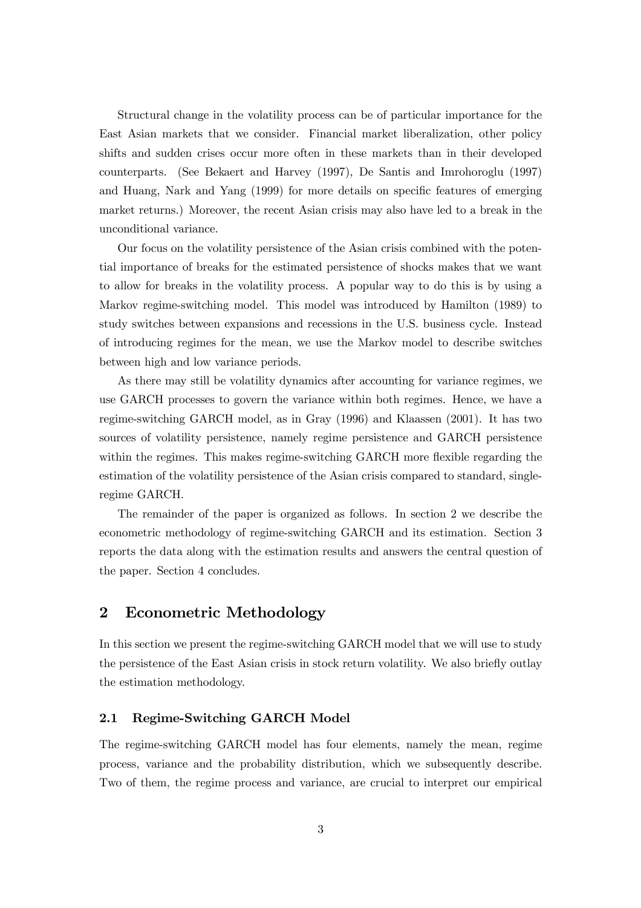Structural change in the volatility process can be of particular importance for the East Asian markets that we consider. Financial market liberalization, other policy shifts and sudden crises occur more often in these markets than in their developed counterparts. (See Bekaert and Harvey (1997), De Santis and Imrohoroglu (1997) and Huang, Nark and Yang (1999) for more details on specific features of emerging market returns.) Moreover, the recent Asian crisis may also have led to a break in the unconditional variance.

Our focus on the volatility persistence of the Asian crisis combined with the potential importance of breaks for the estimated persistence of shocks makes that we want to allow for breaks in the volatility process. A popular way to do this is by using a Markov regime-switching model. This model was introduced by Hamilton (1989) to study switches between expansions and recessions in the U.S. business cycle. Instead of introducing regimes for the mean, we use the Markov model to describe switches between high and low variance periods.

As there may still be volatility dynamics after accounting for variance regimes, we use GARCH processes to govern the variance within both regimes. Hence, we have a regime-switching GARCH model, as in Gray (1996) and Klaassen (2001). It has two sources of volatility persistence, namely regime persistence and GARCH persistence within the regimes. This makes regime-switching GARCH more flexible regarding the estimation of the volatility persistence of the Asian crisis compared to standard, single-regime GARCH.

The remainder of the paper is organized as follows. In section 2 we describe the econometric methodology of regime-switching GARCH and its estimation. Section 3 reports the data along with the estimation results and answers the central question of the paper. Section 4 concludes.

# 2 Econometric Methodology

In this section we present the regime-switching GARCH model that we will use to study the persistence of the East Asian crisis in stock return volatility. We also briefly outlay the estimation methodology.

## 2.1 Regime-Switching GARCH Model

The regime-switching GARCH model has four elements, namely the mean, regime process, variance and the probability distribution, which we subsequently describe. Two of them, the regime process and variance, are crucial to interpret our empirical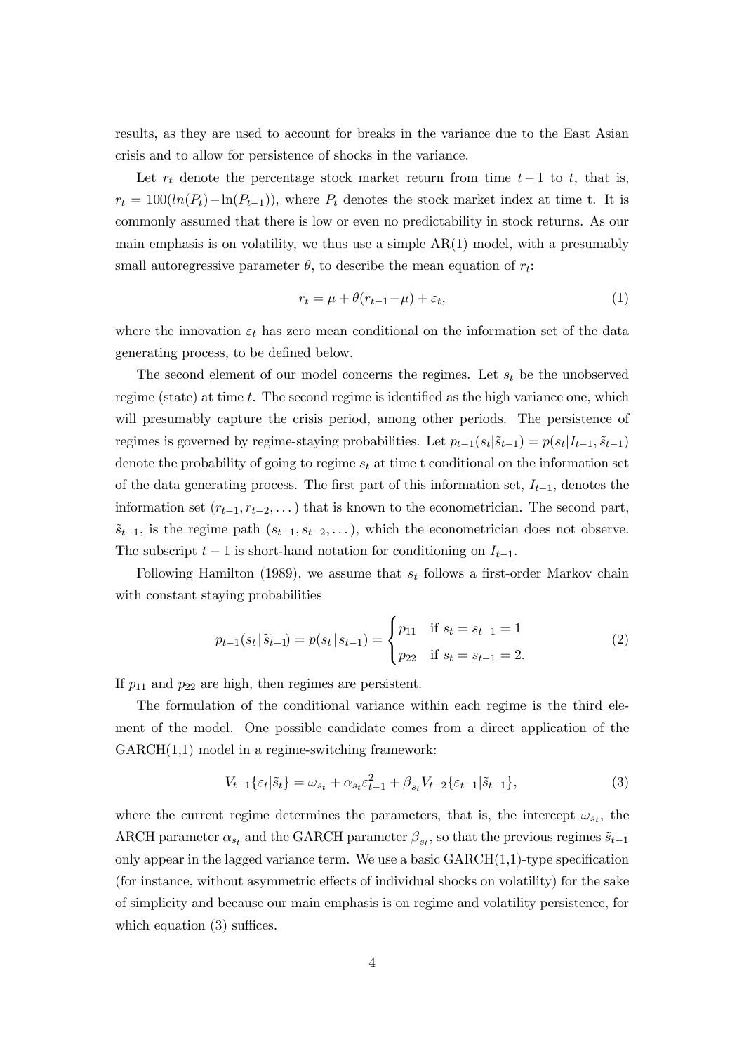results, as they are used to account for breaks in the variance due to the East Asian crisis and to allow for persistence of shocks in the variance.

Let $r_t$ denote the percentage stock market return from time $t-1$ to $t$, that is, $r_t = 100(ln(P_t) - \ln(P_{t-1}))$, where $P_t$ denotes the stock market index at time t. It is commonly assumed that there is low or even no predictability in stock returns. As our main emphasis is on volatility, we thus use a simple AR(1) model, with a presumably small autoregressive parameter $\theta$, to describe the mean equation of $r_t$:

$$r_t = \mu + \theta(r_{t-1} - \mu) + \varepsilon_t, \tag{1}$$

where the innovation $\varepsilon_t$ has zero mean conditional on the information set of the data generating process, to be defined below.

The second element of our model concerns the regimes. Let $s_t$ be the unobserved regime (state) at time $t$. The second regime is identified as the high variance one, which will presumably capture the crisis period, among other periods. The persistence of regimes is governed by regime-staying probabilities. Let $p_{t-1}(s_t|\tilde{s}_{t-1}) = p(s_t|I_{t-1}, \tilde{s}_{t-1})$ denote the probability of going to regime $s_t$ at time t conditional on the information set of the data generating process. The first part of this information set, $I_{t-1}$, denotes the information set $(r_{t-1}, r_{t-2}, \dots)$ that is known to the econometrician. The second part, $\tilde{s}_{t-1}$, is the regime path $(s_{t-1}, s_{t-2}, \dots)$, which the econometrician does not observe. The subscript $t-1$ is short-hand notation for conditioning on $I_{t-1}$.

Following Hamilton (1989), we assume that $s_t$ follows a first-order Markov chain with constant staying probabilities

$$p_{t-1}(s_t\,|\,\tilde{s}_{t-1}) = p(s_t\,|\,s_{t-1}) = \begin{cases} p_{11} & \text{if } s_t = s_{t-1} = 1 \\ p_{22} & \text{if } s_t = s_{t-1} = 2. \end{cases} \tag{2}$$

If $p_{11}$ and $p_{22}$ are high, then regimes are persistent.

The formulation of the conditional variance within each regime is the third element of the model. One possible candidate comes from a direct application of the GARCH(1,1) model in a regime-switching framework:

$$V_{t-1}\{\varepsilon_t|\tilde{s}_t\} = \omega_{s_t} + \alpha_{s_t}\varepsilon_{t-1}^2 + \beta_{s_t}V_{t-2}\{\varepsilon_{t-1}|\tilde{s}_{t-1}\}, \tag{3}$$

where the current regime determines the parameters, that is, the intercept $\omega_{s_t}$, the ARCH parameter $\alpha_{s_t}$ and the GARCH parameter $\beta_{s_t}$, so that the previous regimes $\tilde{s}_{t-1}$ only appear in the lagged variance term. We use a basic GARCH(1,1)-type specification (for instance, without asymmetric effects of individual shocks on volatility) for the sake of simplicity and because our main emphasis is on regime and volatility persistence, for which equation (3) suffices.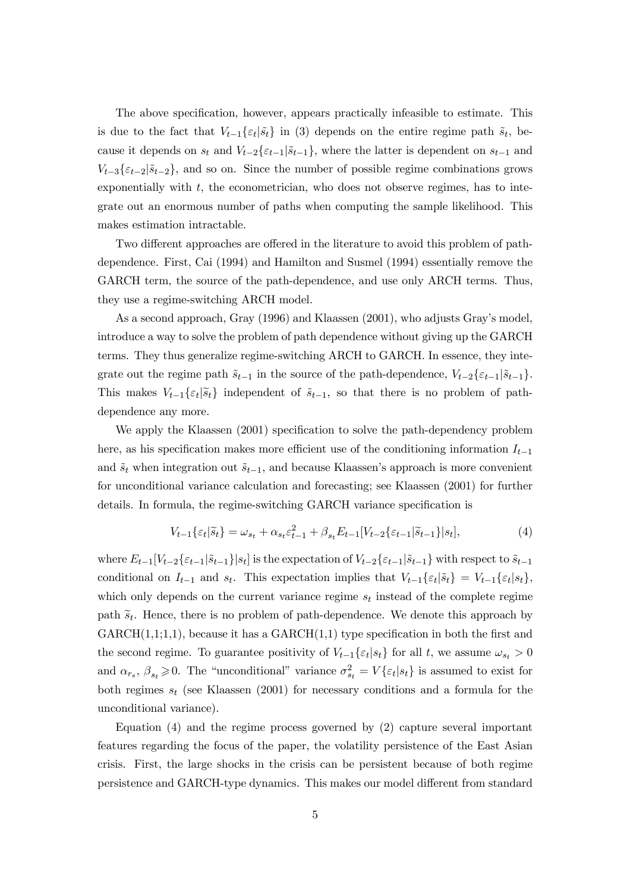The above specification, however, appears practically infeasible to estimate. This is due to the fact that $V_{t-1}\{\varepsilon_t|\tilde{s}_t\}$ in (3) depends on the entire regime path $\tilde{s}_t$, because it depends on $s_t$ and $V_{t-2}\{\varepsilon_{t-1}|\tilde{s}_{t-1}\}$, where the latter is dependent on $s_{t-1}$ and $V_{t-3}\{\varepsilon_{t-2}|\tilde{s}_{t-2}\}$, and so on. Since the number of possible regime combinations grows exponentially with $t$, the econometrician, who does not observe regimes, has to integrate out an enormous number of paths when computing the sample likelihood. This makes estimation intractable.

Two different approaches are offered in the literature to avoid this problem of path-dependence. First, Cai (1994) and Hamilton and Susmel (1994) essentially remove the GARCH term, the source of the path-dependence, and use only ARCH terms. Thus, they use a regime-switching ARCH model.

As a second approach, Gray (1996) and Klaassen (2001), who adjusts Gray's model, introduce a way to solve the problem of path dependence without giving up the GARCH terms. They thus generalize regime-switching ARCH to GARCH. In essence, they integrate out the regime path $\tilde{s}_{t-1}$ in the source of the path-dependence, $V_{t-2}\{\varepsilon_{t-1}|\tilde{s}_{t-1}\}$. This makes $V_{t-1}\{\varepsilon_t|\widetilde{s}_t\}$ independent of $\tilde{s}_{t-1}$, so that there is no problem of path-dependence any more.

We apply the Klaassen (2001) specification to solve the path-dependency problem here, as his specification makes more efficient use of the conditioning information $I_{t-1}$ and $\tilde{s}_t$ when integration out $\tilde{s}_{t-1}$, and because Klaassen's approach is more convenient for unconditional variance calculation and forecasting; see Klaassen (2001) for further details. In formula, the regime-switching GARCH variance specification is

$$V_{t-1}\{\varepsilon_t|\widetilde{s}_t\} = \omega_{s_t} + \alpha_{s_t}\varepsilon_{t-1}^2 + \beta_{s_t}E_{t-1}[V_{t-2}\{\varepsilon_{t-1}|\widetilde{s}_{t-1}\}|s_t], \tag{4}$$

where $E_{t-1}[V_{t-2}\{\varepsilon_{t-1}|\tilde{s}_{t-1}\}|s_t]$ is the expectation of $V_{t-2}\{\varepsilon_{t-1}|\tilde{s}_{t-1}\}$ with respect to $\tilde{s}_{t-1}$ conditional on $I_{t-1}$ and $s_t$. This expectation implies that $V_{t-1}\{\varepsilon_t|\tilde{s}_t\} = V_{t-1}\{\varepsilon_t|s_t\}$, which only depends on the current variance regime $s_t$ instead of the complete regime path $\widetilde{s}_t$. Hence, there is no problem of path-dependence. We denote this approach by GARCH(1,1;1,1), because it has a GARCH(1,1) type specification in both the first and the second regime. To guarantee positivity of $V_{t-1}\{\varepsilon_t|s_t\}$ for all $t$, we assume $\omega_{s_t} > 0$ and $\alpha_{r_s}, \beta_{s_t} \geqslant 0$. The "unconditional" variance $\sigma_{s_t}^2 = V\{\varepsilon_t|s_t\}$ is assumed to exist for both regimes $s_t$ (see Klaassen (2001) for necessary conditions and a formula for the unconditional variance).

Equation (4) and the regime process governed by (2) capture several important features regarding the focus of the paper, the volatility persistence of the East Asian crisis. First, the large shocks in the crisis can be persistent because of both regime persistence and GARCH-type dynamics. This makes our model different from standard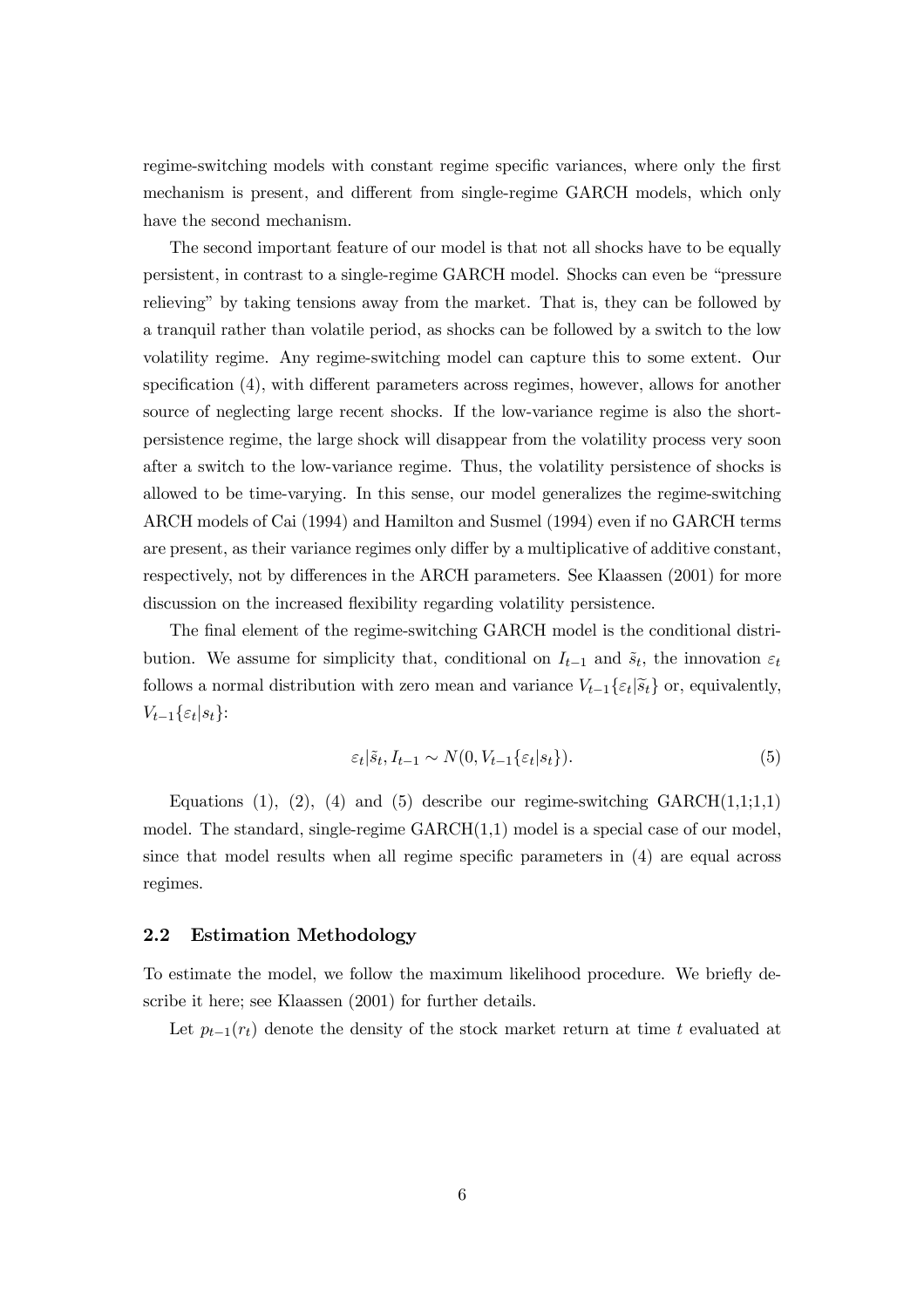regime-switching models with constant regime specific variances, where only the first mechanism is present, and different from single-regime GARCH models, which only have the second mechanism.

The second important feature of our model is that not all shocks have to be equally persistent, in contrast to a single-regime GARCH model. Shocks can even be "pressure relieving" by taking tensions away from the market. That is, they can be followed by a tranquil rather than volatile period, as shocks can be followed by a switch to the low volatility regime. Any regime-switching model can capture this to some extent. Our specification (4), with different parameters across regimes, however, allows for another source of neglecting large recent shocks. If the low-variance regime is also the short-persistence regime, the large shock will disappear from the volatility process very soon after a switch to the low-variance regime. Thus, the volatility persistence of shocks is allowed to be time-varying. In this sense, our model generalizes the regime-switching ARCH models of Cai (1994) and Hamilton and Susmel (1994) even if no GARCH terms are present, as their variance regimes only differ by a multiplicative of additive constant, respectively, not by differences in the ARCH parameters. See Klaassen (2001) for more discussion on the increased flexibility regarding volatility persistence.

The final element of the regime-switching GARCH model is the conditional distribution. We assume for simplicity that, conditional on $I_{t-1}$ and $\tilde{s}_t$, the innovation $\varepsilon_t$ follows a normal distribution with zero mean and variance $V_{t-1}\{\varepsilon_t|\widetilde{s}_t\}$ or, equivalently, $V_{t-1}\{\varepsilon_t|s_t\}$:

$$\varepsilon_t|\tilde{s}_t, I_{t-1} \sim N(0, V_{t-1}\{\varepsilon_t|s_t\}). \tag{5}$$

Equations (1), (2), (4) and (5) describe our regime-switching GARCH(1,1;1,1) model. The standard, single-regime GARCH(1,1) model is a special case of our model, since that model results when all regime specific parameters in (4) are equal across regimes.

### 2.2 Estimation Methodology

To estimate the model, we follow the maximum likelihood procedure. We briefly describe it here; see Klaassen (2001) for further details.

Let $p_{t-1}(r_t)$ denote the density of the stock market return at time $t$ evaluated at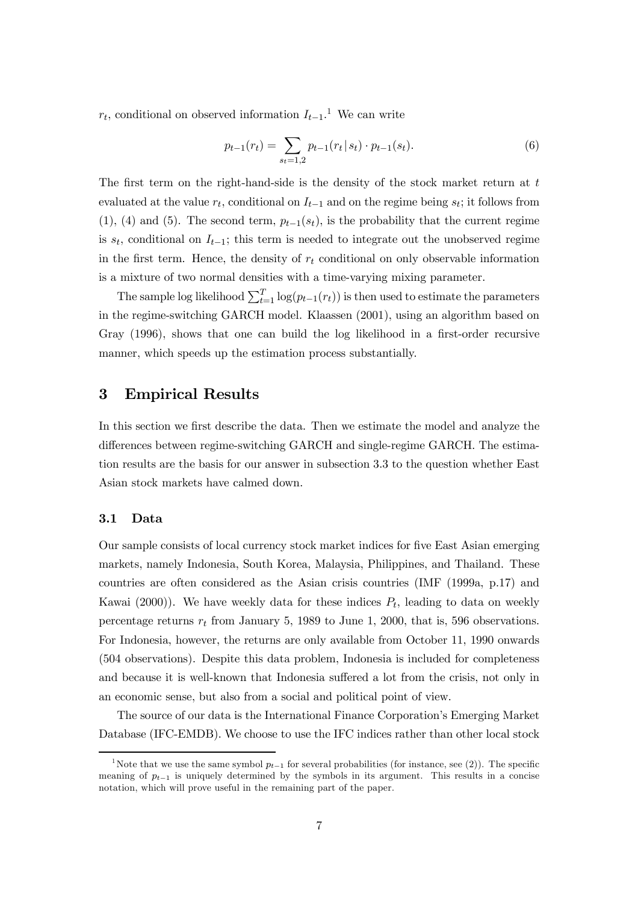$r_t$, conditional on observed information $I_{t-1}$.[1] We can write

$$p_{t-1}(r_t) = \sum_{s_t=1,2} p_{t-1}(r_t | s_t) \cdot p_{t-1}(s_t). \tag{6}$$

The first term on the right-hand-side is the density of the stock market return at $t$ evaluated at the value $r_t$, conditional on $I_{t-1}$ and on the regime being $s_t$; it follows from (1), (4) and (5). The second term, $p_{t-1}(s_t)$, is the probability that the current regime is $s_t$, conditional on $I_{t-1}$; this term is needed to integrate out the unobserved regime in the first term. Hence, the density of $r_t$ conditional on only observable information is a mixture of two normal densities with a time-varying mixing parameter.

The sample log likelihood $\sum_{t=1}^{T} \log(p_{t-1}(r_t))$ is then used to estimate the parameters in the regime-switching GARCH model. Klaassen (2001), using an algorithm based on Gray (1996), shows that one can build the log likelihood in a first-order recursive manner, which speeds up the estimation process substantially.

## 3 Empirical Results

In this section we first describe the data. Then we estimate the model and analyze the differences between regime-switching GARCH and single-regime GARCH. The estimation results are the basis for our answer in subsection 3.3 to the question whether East Asian stock markets have calmed down.

### 3.1 Data

Our sample consists of local currency stock market indices for five East Asian emerging markets, namely Indonesia, South Korea, Malaysia, Philippines, and Thailand. These countries are often considered as the Asian crisis countries (IMF (1999a, p.17) and Kawai (2000)). We have weekly data for these indices $P_t$, leading to data on weekly percentage returns $r_t$ from January 5, 1989 to June 1, 2000, that is, 596 observations. For Indonesia, however, the returns are only available from October 11, 1990 onwards (504 observations). Despite this data problem, Indonesia is included for completeness and because it is well-known that Indonesia suffered a lot from the crisis, not only in an economic sense, but also from a social and political point of view.

The source of our data is the International Finance Corporation's Emerging Market Database (IFC-EMDB). We choose to use the IFC indices rather than other local stock

---

[1] Note that we use the same symbol $p_{t-1}$ for several probabilities (for instance, see (2)). The specific meaning of $p_{t-1}$ is uniquely determined by the symbols in its argument. This results in a concise notation, which will prove useful in the remaining part of the paper.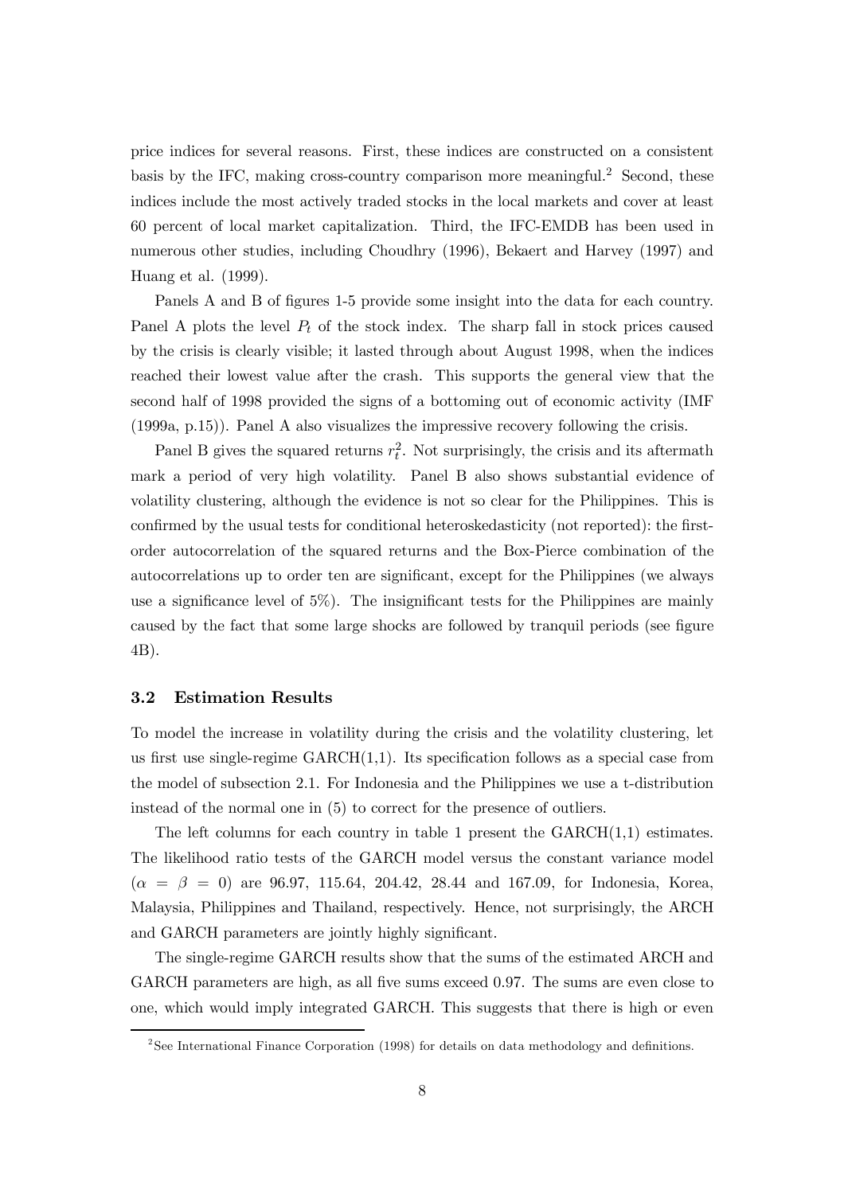price indices for several reasons. First, these indices are constructed on a consistent basis by the IFC, making cross-country comparison more meaningful.[2] Second, these indices include the most actively traded stocks in the local markets and cover at least 60 percent of local market capitalization. Third, the IFC-EMDB has been used in numerous other studies, including Choudhry (1996), Bekaert and Harvey (1997) and Huang et al. (1999).

Panels A and B of figures 1-5 provide some insight into the data for each country. Panel A plots the level $P_t$ of the stock index. The sharp fall in stock prices caused by the crisis is clearly visible; it lasted through about August 1998, when the indices reached their lowest value after the crash. This supports the general view that the second half of 1998 provided the signs of a bottoming out of economic activity (IMF (1999a, p.15)). Panel A also visualizes the impressive recovery following the crisis.

Panel B gives the squared returns $r_t^2$. Not surprisingly, the crisis and its aftermath mark a period of very high volatility. Panel B also shows substantial evidence of volatility clustering, although the evidence is not so clear for the Philippines. This is confirmed by the usual tests for conditional heteroskedasticity (not reported): the first-order autocorrelation of the squared returns and the Box-Pierce combination of the autocorrelations up to order ten are significant, except for the Philippines (we always use a significance level of 5%). The insignificant tests for the Philippines are mainly caused by the fact that some large shocks are followed by tranquil periods (see figure 4B).

### 3.2 Estimation Results

To model the increase in volatility during the crisis and the volatility clustering, let us first use single-regime GARCH(1,1). Its specification follows as a special case from the model of subsection 2.1. For Indonesia and the Philippines we use a t-distribution instead of the normal one in (5) to correct for the presence of outliers.

The left columns for each country in table 1 present the GARCH(1,1) estimates. The likelihood ratio tests of the GARCH model versus the constant variance model ($\alpha = \beta = 0$) are 96.97, 115.64, 204.42, 28.44 and 167.09, for Indonesia, Korea, Malaysia, Philippines and Thailand, respectively. Hence, not surprisingly, the ARCH and GARCH parameters are jointly highly significant.

The single-regime GARCH results show that the sums of the estimated ARCH and GARCH parameters are high, as all five sums exceed 0.97. The sums are even close to one, which would imply integrated GARCH. This suggests that there is high or even

[2] See International Finance Corporation (1998) for details on data methodology and definitions.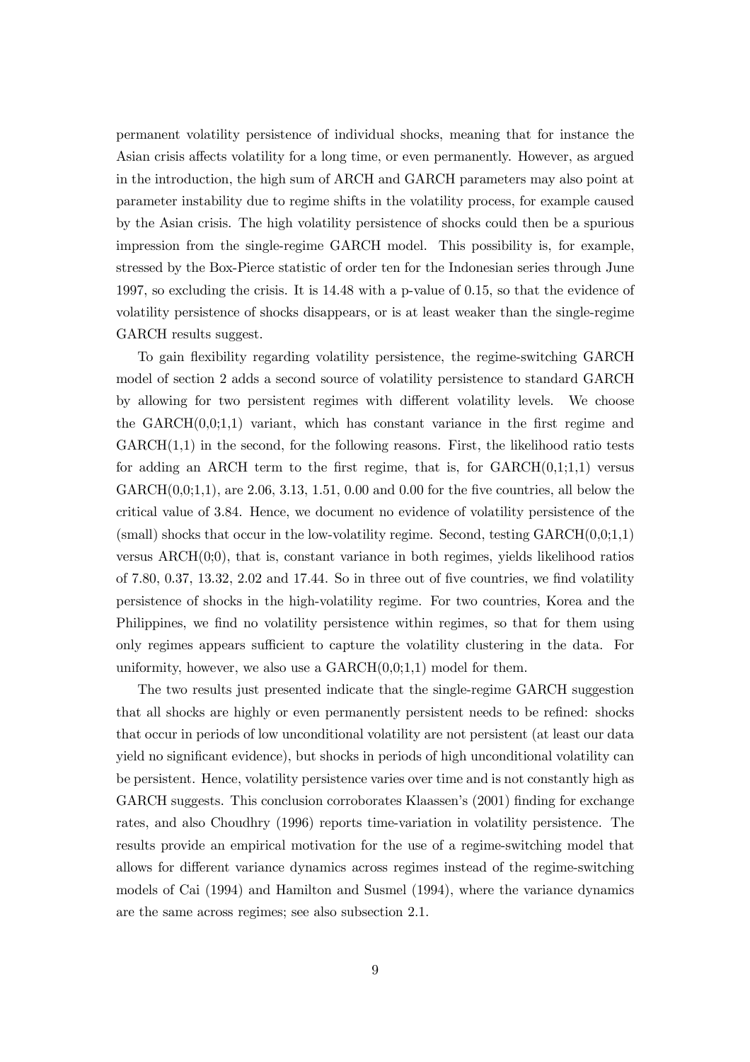permanent volatility persistence of individual shocks, meaning that for instance the Asian crisis affects volatility for a long time, or even permanently. However, as argued in the introduction, the high sum of ARCH and GARCH parameters may also point at parameter instability due to regime shifts in the volatility process, for example caused by the Asian crisis. The high volatility persistence of shocks could then be a spurious impression from the single-regime GARCH model. This possibility is, for example, stressed by the Box-Pierce statistic of order ten for the Indonesian series through June 1997, so excluding the crisis. It is 14.48 with a p-value of 0.15, so that the evidence of volatility persistence of shocks disappears, or is at least weaker than the single-regime GARCH results suggest.

To gain flexibility regarding volatility persistence, the regime-switching GARCH model of section 2 adds a second source of volatility persistence to standard GARCH by allowing for two persistent regimes with different volatility levels. We choose the GARCH(0,0;1,1) variant, which has constant variance in the first regime and GARCH(1,1) in the second, for the following reasons. First, the likelihood ratio tests for adding an ARCH term to the first regime, that is, for GARCH(0,1;1,1) versus GARCH(0,0;1,1), are 2.06, 3.13, 1.51, 0.00 and 0.00 for the five countries, all below the critical value of 3.84. Hence, we document no evidence of volatility persistence of the (small) shocks that occur in the low-volatility regime. Second, testing GARCH(0,0;1,1) versus ARCH(0;0), that is, constant variance in both regimes, yields likelihood ratios of 7.80, 0.37, 13.32, 2.02 and 17.44. So in three out of five countries, we find volatility persistence of shocks in the high-volatility regime. For two countries, Korea and the Philippines, we find no volatility persistence within regimes, so that for them using only regimes appears sufficient to capture the volatility clustering in the data. For uniformity, however, we also use a GARCH(0,0;1,1) model for them.

The two results just presented indicate that the single-regime GARCH suggestion that all shocks are highly or even permanently persistent needs to be refined: shocks that occur in periods of low unconditional volatility are not persistent (at least our data yield no significant evidence), but shocks in periods of high unconditional volatility can be persistent. Hence, volatility persistence varies over time and is not constantly high as GARCH suggests. This conclusion corroborates Klaassen's (2001) finding for exchange rates, and also Choudhry (1996) reports time-variation in volatility persistence. The results provide an empirical motivation for the use of a regime-switching model that allows for different variance dynamics across regimes instead of the regime-switching models of Cai (1994) and Hamilton and Susmel (1994), where the variance dynamics are the same across regimes; see also subsection 2.1.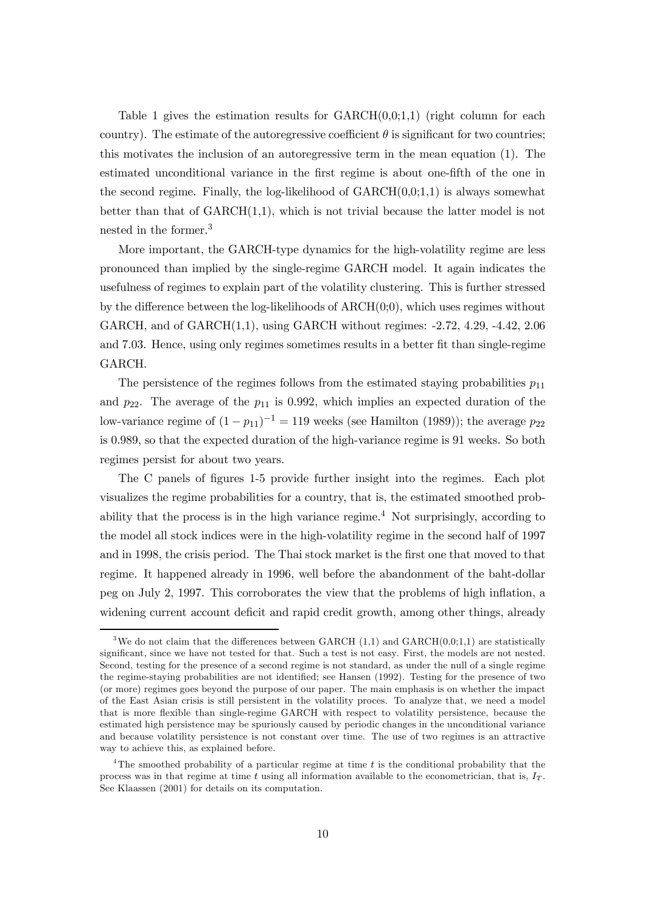Table 1 gives the estimation results for GARCH(0,0;1,1) (right column for each country). The estimate of the autoregressive coefficient $\theta$ is significant for two countries; this motivates the inclusion of an autoregressive term in the mean equation (1). The estimated unconditional variance in the first regime is about one-fifth of the one in the second regime. Finally, the log-likelihood of GARCH(0,0;1,1) is always somewhat better than that of GARCH(1,1), which is not trivial because the latter model is not nested in the former.[3]

More important, the GARCH-type dynamics for the high-volatility regime are less pronounced than implied by the single-regime GARCH model. It again indicates the usefulness of regimes to explain part of the volatility clustering. This is further stressed by the difference between the log-likelihoods of ARCH(0;0), which uses regimes without GARCH, and of GARCH(1,1), using GARCH without regimes: -2.72, 4.29, -4.42, 2.06 and 7.03. Hence, using only regimes sometimes results in a better fit than single-regime GARCH.

The persistence of the regimes follows from the estimated staying probabilities $p_{11}$ and $p_{22}$. The average of the $p_{11}$ is 0.992, which implies an expected duration of the low-variance regime of $(1 - p_{11})^{-1} = 119$ weeks (see Hamilton (1989)); the average $p_{22}$ is 0.989, so that the expected duration of the high-variance regime is 91 weeks. So both regimes persist for about two years.

The C panels of figures 1-5 provide further insight into the regimes. Each plot visualizes the regime probabilities for a country, that is, the estimated smoothed probability that the process is in the high variance regime.[4] Not surprisingly, according to the model all stock indices were in the high-volatility regime in the second half of 1997 and in 1998, the crisis period. The Thai stock market is the first one that moved to that regime. It happened already in 1996, well before the abandonment of the baht-dollar peg on July 2, 1997. This corroborates the view that the problems of high inflation, a widening current account deficit and rapid credit growth, among other things, already

---

[3] We do not claim that the differences between GARCH (1,1) and GARCH(0,0;1,1) are statistically significant, since we have not tested for that. Such a test is not easy. First, the models are not nested. Second, testing for the presence of a second regime is not standard, as under the null of a single regime the regime-staying probabilities are not identified; see Hansen (1992). Testing for the presence of two (or more) regimes goes beyond the purpose of our paper. The main emphasis is on whether the impact of the East Asian crisis is still persistent in the volatility proces. To analyze that, we need a model that is more flexible than single-regime GARCH with respect to volatility persistence, because the estimated high persistence may be spuriously caused by periodic changes in the unconditional variance and because volatility persistence is not constant over time. The use of two regimes is an attractive way to achieve this, as explained before.

[4] The smoothed probability of a particular regime at time $t$ is the conditional probability that the process was in that regime at time $t$ using all information available to the econometrician, that is, $I_T$. See Klaassen (2001) for details on its computation.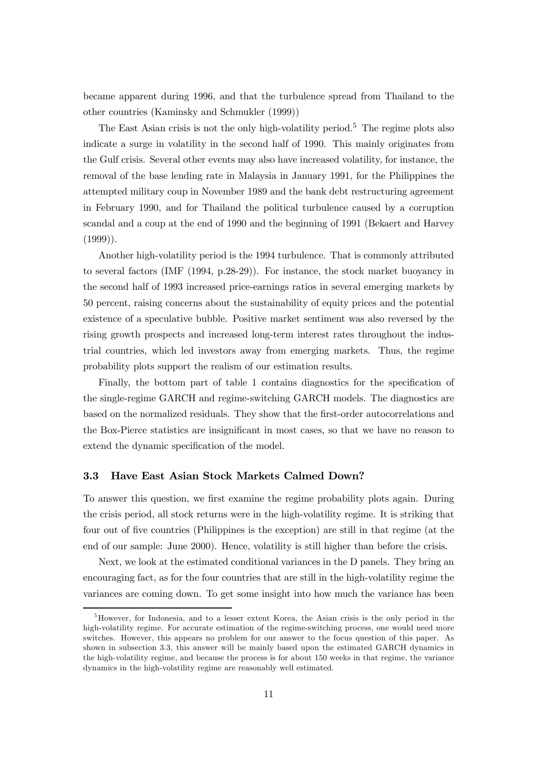became apparent during 1996, and that the turbulence spread from Thailand to the other countries (Kaminsky and Schmukler (1999))

The East Asian crisis is not the only high-volatility period.[5] The regime plots also indicate a surge in volatility in the second half of 1990. This mainly originates from the Gulf crisis. Several other events may also have increased volatility, for instance, the removal of the base lending rate in Malaysia in January 1991, for the Philippines the attempted military coup in November 1989 and the bank debt restructuring agreement in February 1990, and for Thailand the political turbulence caused by a corruption scandal and a coup at the end of 1990 and the beginning of 1991 (Bekaert and Harvey (1999)).

Another high-volatility period is the 1994 turbulence. That is commonly attributed to several factors (IMF (1994, p.28-29)). For instance, the stock market buoyancy in the second half of 1993 increased price-earnings ratios in several emerging markets by 50 percent, raising concerns about the sustainability of equity prices and the potential existence of a speculative bubble. Positive market sentiment was also reversed by the rising growth prospects and increased long-term interest rates throughout the industrial countries, which led investors away from emerging markets. Thus, the regime probability plots support the realism of our estimation results.

Finally, the bottom part of table 1 contains diagnostics for the specification of the single-regime GARCH and regime-switching GARCH models. The diagnostics are based on the normalized residuals. They show that the first-order autocorrelations and the Box-Pierce statistics are insignificant in most cases, so that we have no reason to extend the dynamic specification of the model.

### 3.3 Have East Asian Stock Markets Calmed Down?

To answer this question, we first examine the regime probability plots again. During the crisis period, all stock returns were in the high-volatility regime. It is striking that four out of five countries (Philippines is the exception) are still in that regime (at the end of our sample: June 2000). Hence, volatility is still higher than before the crisis.

Next, we look at the estimated conditional variances in the D panels. They bring an encouraging fact, as for the four countries that are still in the high-volatility regime the variances are coming down. To get some insight into how much the variance has been

[5] However, for Indonesia, and to a lesser extent Korea, the Asian crisis is the only period in the high-volatility regime. For accurate estimation of the regime-switching process, one would need more switches. However, this appears no problem for our answer to the focus question of this paper. As shown in subsection 3.3, this answer will be mainly based upon the estimated GARCH dynamics in the high-volatility regime, and because the process is for about 150 weeks in that regime, the variance dynamics in the high-volatility regime are reasonably well estimated.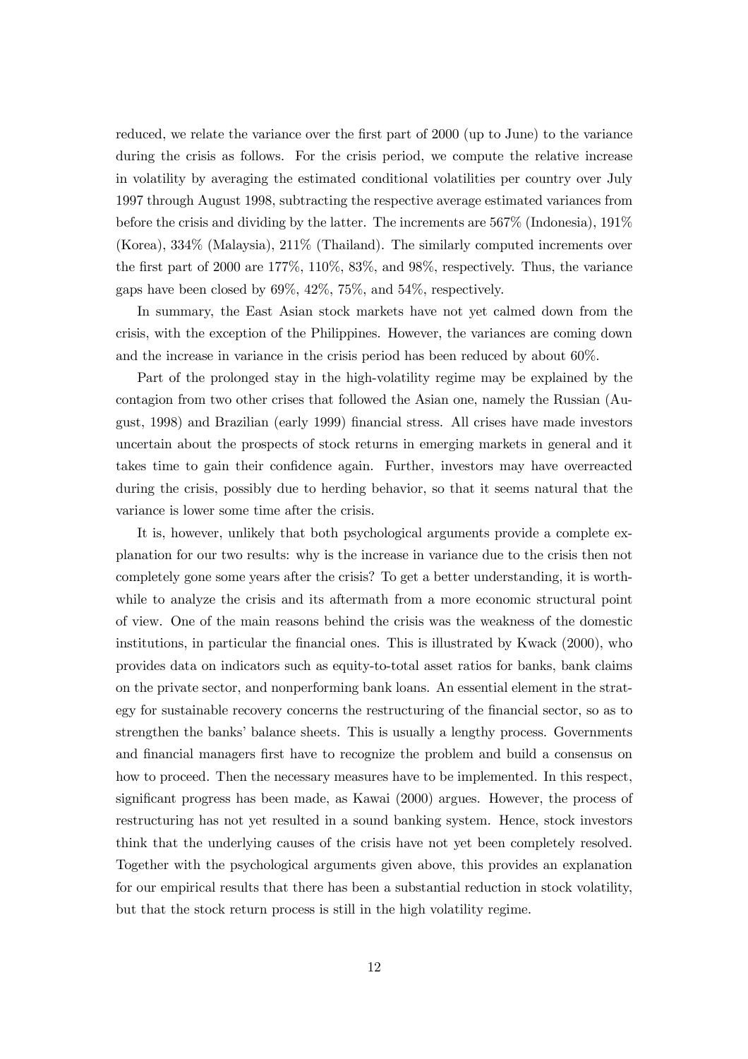reduced, we relate the variance over the first part of 2000 (up to June) to the variance during the crisis as follows. For the crisis period, we compute the relative increase in volatility by averaging the estimated conditional volatilities per country over July 1997 through August 1998, subtracting the respective average estimated variances from before the crisis and dividing by the latter. The increments are 567% (Indonesia), 191% (Korea), 334% (Malaysia), 211% (Thailand). The similarly computed increments over the first part of 2000 are 177%, 110%, 83%, and 98%, respectively. Thus, the variance gaps have been closed by 69%, 42%, 75%, and 54%, respectively.

In summary, the East Asian stock markets have not yet calmed down from the crisis, with the exception of the Philippines. However, the variances are coming down and the increase in variance in the crisis period has been reduced by about 60%.

Part of the prolonged stay in the high-volatility regime may be explained by the contagion from two other crises that followed the Asian one, namely the Russian (August, 1998) and Brazilian (early 1999) financial stress. All crises have made investors uncertain about the prospects of stock returns in emerging markets in general and it takes time to gain their confidence again. Further, investors may have overreacted during the crisis, possibly due to herding behavior, so that it seems natural that the variance is lower some time after the crisis.

It is, however, unlikely that both psychological arguments provide a complete explanation for our two results: why is the increase in variance due to the crisis then not completely gone some years after the crisis? To get a better understanding, it is worthwhile to analyze the crisis and its aftermath from a more economic structural point of view. One of the main reasons behind the crisis was the weakness of the domestic institutions, in particular the financial ones. This is illustrated by Kwack (2000), who provides data on indicators such as equity-to-total asset ratios for banks, bank claims on the private sector, and nonperforming bank loans. An essential element in the strategy for sustainable recovery concerns the restructuring of the financial sector, so as to strengthen the banks' balance sheets. This is usually a lengthy process. Governments and financial managers first have to recognize the problem and build a consensus on how to proceed. Then the necessary measures have to be implemented. In this respect, significant progress has been made, as Kawai (2000) argues. However, the process of restructuring has not yet resulted in a sound banking system. Hence, stock investors think that the underlying causes of the crisis have not yet been completely resolved. Together with the psychological arguments given above, this provides an explanation for our empirical results that there has been a substantial reduction in stock volatility, but that the stock return process is still in the high volatility regime.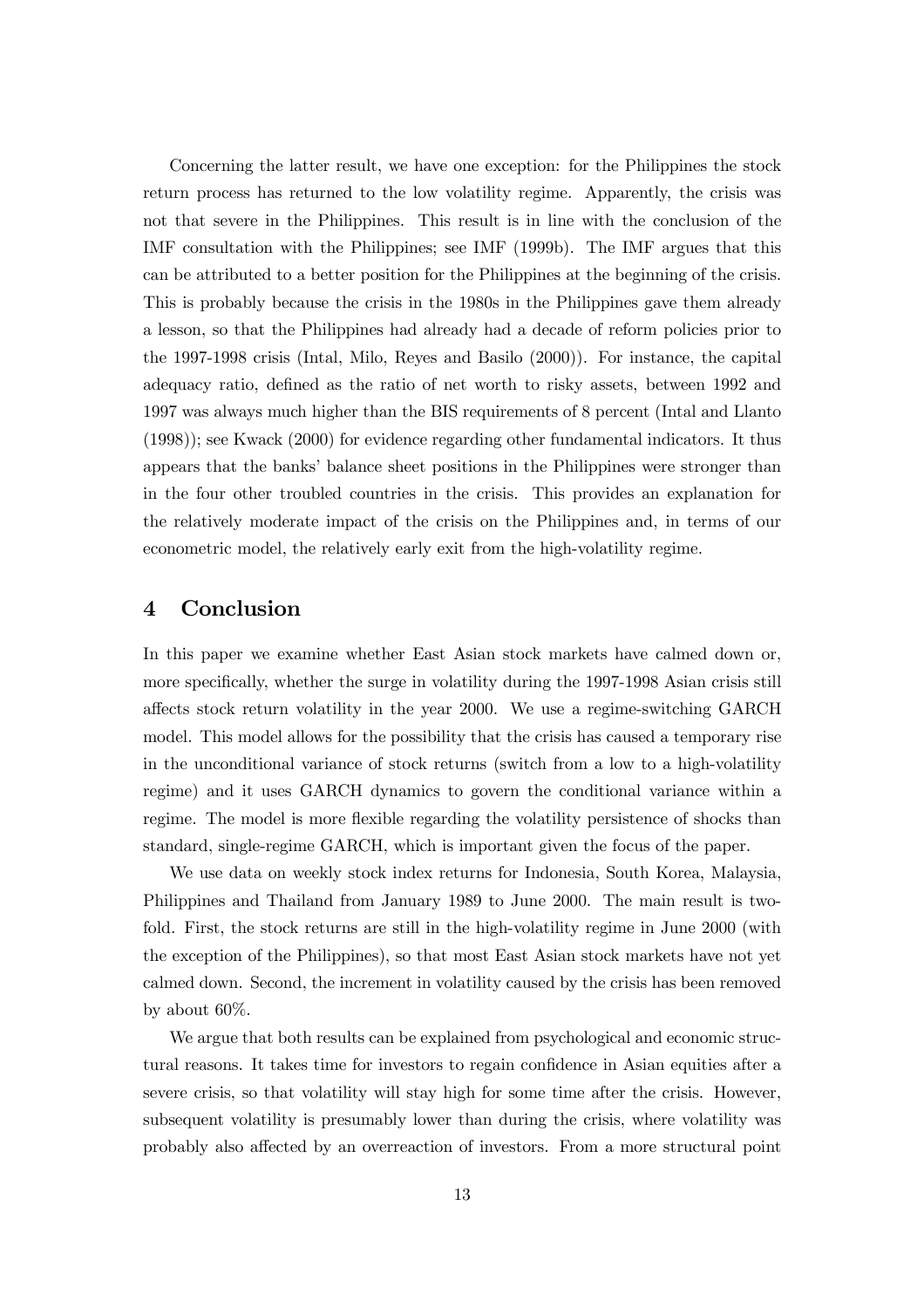Concerning the latter result, we have one exception: for the Philippines the stock return process has returned to the low volatility regime. Apparently, the crisis was not that severe in the Philippines. This result is in line with the conclusion of the IMF consultation with the Philippines; see IMF (1999b). The IMF argues that this can be attributed to a better position for the Philippines at the beginning of the crisis. This is probably because the crisis in the 1980s in the Philippines gave them already a lesson, so that the Philippines had already had a decade of reform policies prior to the 1997-1998 crisis (Intal, Milo, Reyes and Basilo (2000)). For instance, the capital adequacy ratio, defined as the ratio of net worth to risky assets, between 1992 and 1997 was always much higher than the BIS requirements of 8 percent (Intal and Llanto (1998)); see Kwack (2000) for evidence regarding other fundamental indicators. It thus appears that the banks' balance sheet positions in the Philippines were stronger than in the four other troubled countries in the crisis. This provides an explanation for the relatively moderate impact of the crisis on the Philippines and, in terms of our econometric model, the relatively early exit from the high-volatility regime.

# 4 Conclusion

In this paper we examine whether East Asian stock markets have calmed down or, more specifically, whether the surge in volatility during the 1997-1998 Asian crisis still affects stock return volatility in the year 2000. We use a regime-switching GARCH model. This model allows for the possibility that the crisis has caused a temporary rise in the unconditional variance of stock returns (switch from a low to a high-volatility regime) and it uses GARCH dynamics to govern the conditional variance within a regime. The model is more flexible regarding the volatility persistence of shocks than standard, single-regime GARCH, which is important given the focus of the paper.

We use data on weekly stock index returns for Indonesia, South Korea, Malaysia, Philippines and Thailand from January 1989 to June 2000. The main result is two-fold. First, the stock returns are still in the high-volatility regime in June 2000 (with the exception of the Philippines), so that most East Asian stock markets have not yet calmed down. Second, the increment in volatility caused by the crisis has been removed by about 60%.

We argue that both results can be explained from psychological and economic structural reasons. It takes time for investors to regain confidence in Asian equities after a severe crisis, so that volatility will stay high for some time after the crisis. However, subsequent volatility is presumably lower than during the crisis, where volatility was probably also affected by an overreaction of investors. From a more structural point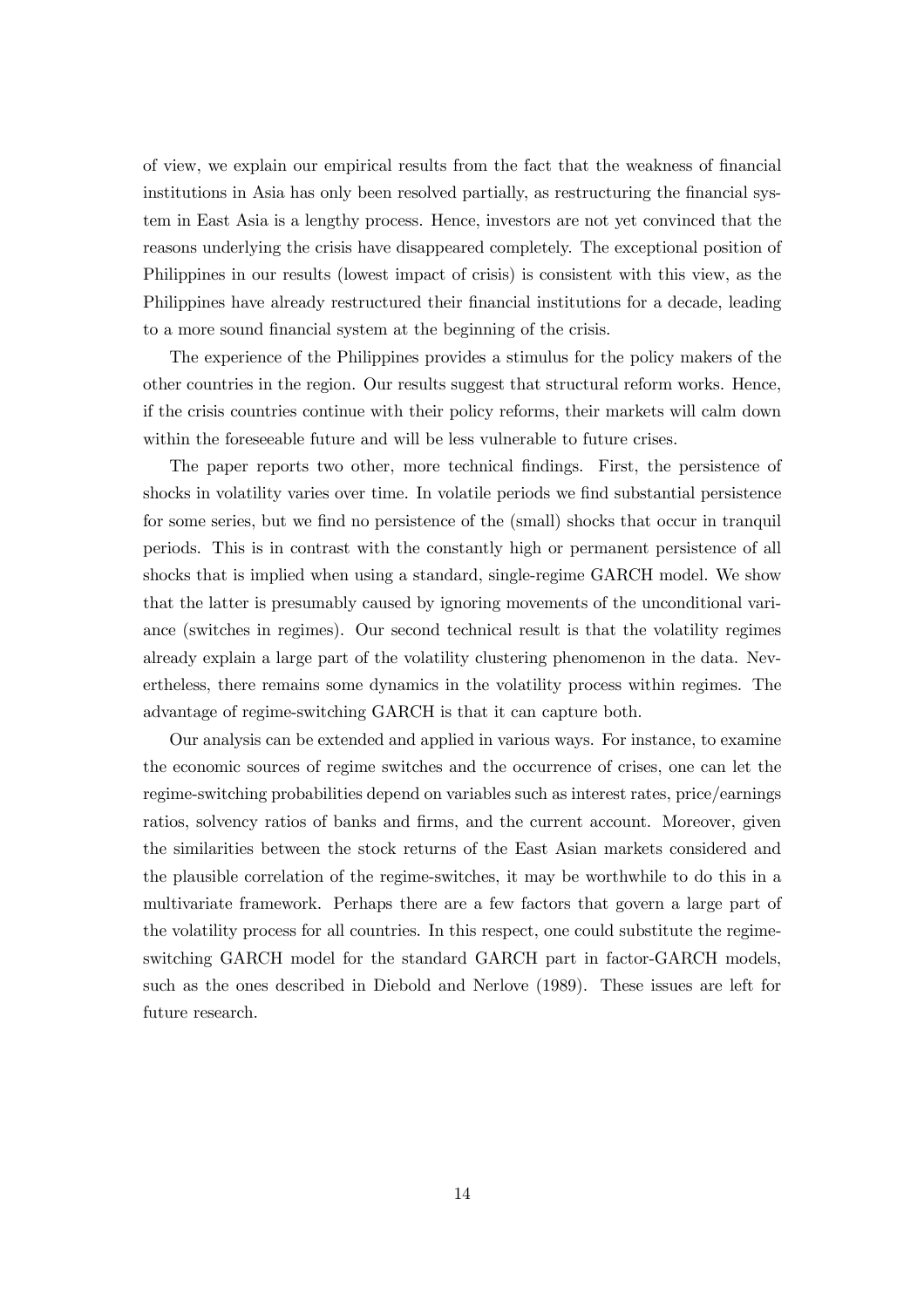of view, we explain our empirical results from the fact that the weakness of financial institutions in Asia has only been resolved partially, as restructuring the financial system in East Asia is a lengthy process. Hence, investors are not yet convinced that the reasons underlying the crisis have disappeared completely. The exceptional position of Philippines in our results (lowest impact of crisis) is consistent with this view, as the Philippines have already restructured their financial institutions for a decade, leading to a more sound financial system at the beginning of the crisis.

The experience of the Philippines provides a stimulus for the policy makers of the other countries in the region. Our results suggest that structural reform works. Hence, if the crisis countries continue with their policy reforms, their markets will calm down within the foreseeable future and will be less vulnerable to future crises.

The paper reports two other, more technical findings. First, the persistence of shocks in volatility varies over time. In volatile periods we find substantial persistence for some series, but we find no persistence of the (small) shocks that occur in tranquil periods. This is in contrast with the constantly high or permanent persistence of all shocks that is implied when using a standard, single-regime GARCH model. We show that the latter is presumably caused by ignoring movements of the unconditional variance (switches in regimes). Our second technical result is that the volatility regimes already explain a large part of the volatility clustering phenomenon in the data. Nevertheless, there remains some dynamics in the volatility process within regimes. The advantage of regime-switching GARCH is that it can capture both.

Our analysis can be extended and applied in various ways. For instance, to examine the economic sources of regime switches and the occurrence of crises, one can let the regime-switching probabilities depend on variables such as interest rates, price/earnings ratios, solvency ratios of banks and firms, and the current account. Moreover, given the similarities between the stock returns of the East Asian markets considered and the plausible correlation of the regime-switches, it may be worthwhile to do this in a multivariate framework. Perhaps there are a few factors that govern a large part of the volatility process for all countries. In this respect, one could substitute the regime-switching GARCH model for the standard GARCH part in factor-GARCH models, such as the ones described in Diebold and Nerlove (1989). These issues are left for future research.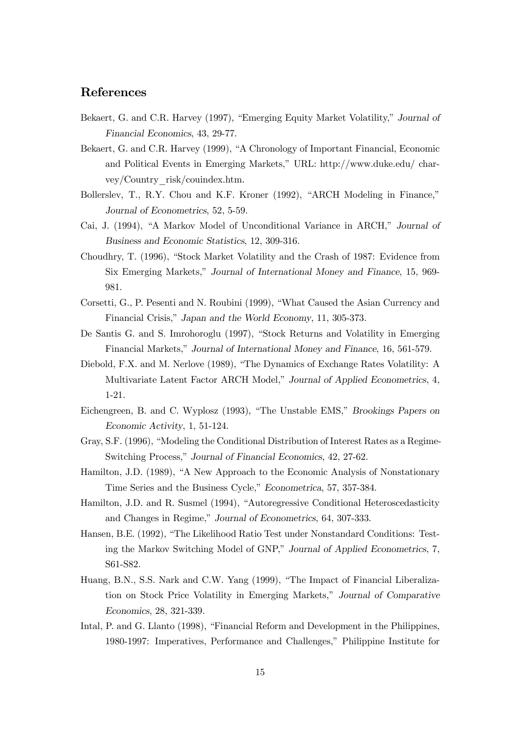## References

Bekaert, G. and C.R. Harvey (1997), "Emerging Equity Market Volatility," *Journal of Financial Economics*, 43, 29-77.

Bekaert, G. and C.R. Harvey (1999), "A Chronology of Important Financial, Economic and Political Events in Emerging Markets," URL: http://www.duke.edu/ charvey/Country_risk/couindex.htm.

Bollerslev, T., R.Y. Chou and K.F. Kroner (1992), "ARCH Modeling in Finance," *Journal of Econometrics*, 52, 5-59.

Cai, J. (1994), "A Markov Model of Unconditional Variance in ARCH," *Journal of Business and Economic Statistics*, 12, 309-316.

Choudhry, T. (1996), "Stock Market Volatility and the Crash of 1987: Evidence from Six Emerging Markets," *Journal of International Money and Finance*, 15, 969-981.

Corsetti, G., P. Pesenti and N. Roubini (1999), "What Caused the Asian Currency and Financial Crisis," *Japan and the World Economy*, 11, 305-373.

De Santis G. and S. Imrohoroglu (1997), "Stock Returns and Volatility in Emerging Financial Markets," *Journal of International Money and Finance*, 16, 561-579.

Diebold, F.X. and M. Nerlove (1989), "The Dynamics of Exchange Rates Volatility: A Multivariate Latent Factor ARCH Model," *Journal of Applied Econometrics*, 4, 1-21.

Eichengreen, B. and C. Wyplosz (1993), "The Unstable EMS," *Brookings Papers on Economic Activity*, 1, 51-124.

Gray, S.F. (1996), "Modeling the Conditional Distribution of Interest Rates as a Regime-Switching Process," *Journal of Financial Economics*, 42, 27-62.

Hamilton, J.D. (1989), "A New Approach to the Economic Analysis of Nonstationary Time Series and the Business Cycle," *Econometrica*, 57, 357-384.

Hamilton, J.D. and R. Susmel (1994), "Autoregressive Conditional Heteroscedasticity and Changes in Regime," *Journal of Econometrics*, 64, 307-333.

Hansen, B.E. (1992), "The Likelihood Ratio Test under Nonstandard Conditions: Testing the Markov Switching Model of GNP," *Journal of Applied Econometrics*, 7, S61-S82.

Huang, B.N., S.S. Nark and C.W. Yang (1999), "The Impact of Financial Liberalization on Stock Price Volatility in Emerging Markets," *Journal of Comparative Economics*, 28, 321-339.

Intal, P. and G. Llanto (1998), "Financial Reform and Development in the Philippines, 1980-1997: Imperatives, Performance and Challenges," Philippine Institute for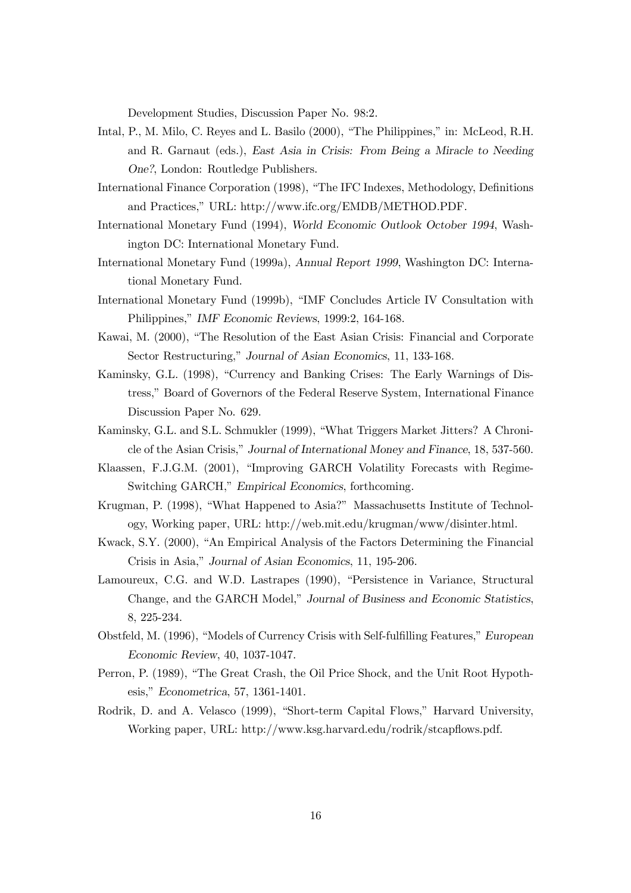Development Studies, Discussion Paper No. 98:2.

Intal, P., M. Milo, C. Reyes and L. Basilo (2000), "The Philippines," in: McLeod, R.H. and R. Garnaut (eds.), *East Asia in Crisis: From Being a Miracle to Needing One?*, London: Routledge Publishers.

International Finance Corporation (1998), "The IFC Indexes, Methodology, Definitions and Practices," URL: http://www.ifc.org/EMDB/METHOD.PDF.

International Monetary Fund (1994), *World Economic Outlook October 1994*, Washington DC: International Monetary Fund.

International Monetary Fund (1999a), *Annual Report 1999*, Washington DC: International Monetary Fund.

International Monetary Fund (1999b), "IMF Concludes Article IV Consultation with Philippines," *IMF Economic Reviews*, 1999:2, 164-168.

Kawai, M. (2000), "The Resolution of the East Asian Crisis: Financial and Corporate Sector Restructuring," *Journal of Asian Economics*, 11, 133-168.

Kaminsky, G.L. (1998), "Currency and Banking Crises: The Early Warnings of Distress," Board of Governors of the Federal Reserve System, International Finance Discussion Paper No. 629.

Kaminsky, G.L. and S.L. Schmukler (1999), "What Triggers Market Jitters? A Chronicle of the Asian Crisis," *Journal of International Money and Finance*, 18, 537-560.

Klaassen, F.J.G.M. (2001), "Improving GARCH Volatility Forecasts with Regime-Switching GARCH," *Empirical Economics*, forthcoming.

Krugman, P. (1998), "What Happened to Asia?" Massachusetts Institute of Technology, Working paper, URL: http://web.mit.edu/krugman/www/disinter.html.

Kwack, S.Y. (2000), "An Empirical Analysis of the Factors Determining the Financial Crisis in Asia," *Journal of Asian Economics*, 11, 195-206.

Lamoureux, C.G. and W.D. Lastrapes (1990), "Persistence in Variance, Structural Change, and the GARCH Model," *Journal of Business and Economic Statistics*, 8, 225-234.

Obstfeld, M. (1996), "Models of Currency Crisis with Self-fulfilling Features," *European Economic Review*, 40, 1037-1047.

Perron, P. (1989), "The Great Crash, the Oil Price Shock, and the Unit Root Hypothesis," *Econometrica*, 57, 1361-1401.

Rodrik, D. and A. Velasco (1999), "Short-term Capital Flows," Harvard University, Working paper, URL: http://www.ksg.harvard.edu/rodrik/stcapflows.pdf.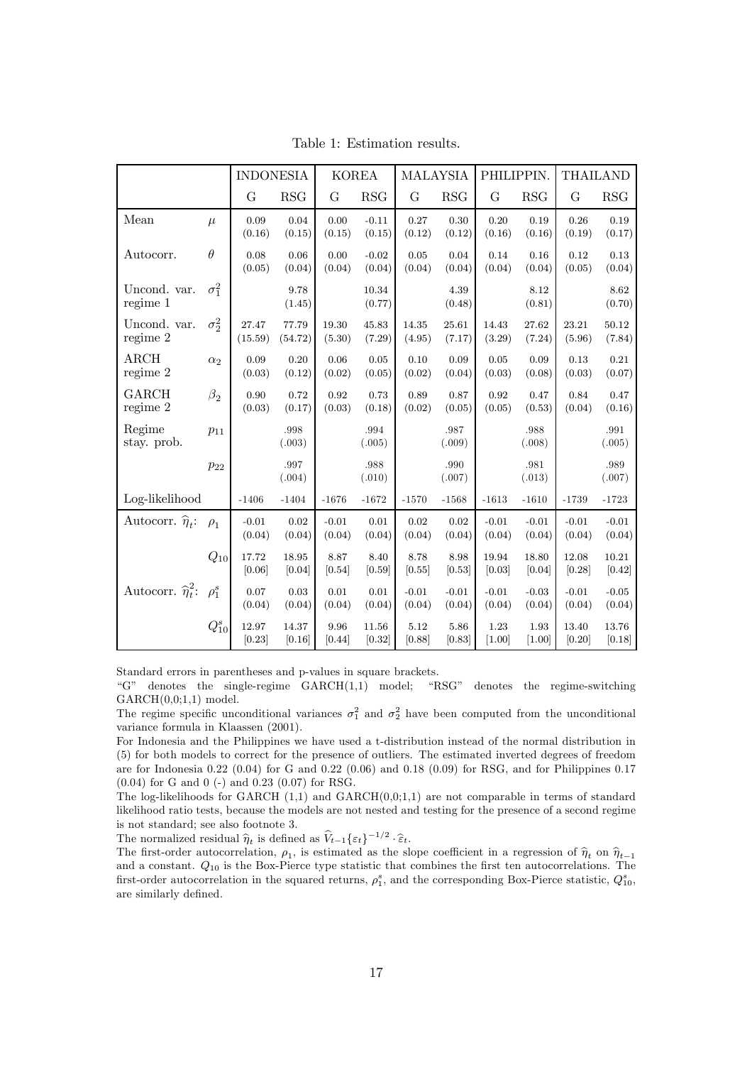Table 1: Estimation results.

| | | INDONESIA | | KOREA | | MALAYSIA | | PHILIPPIN. | | THAILAND | |
|---|---|---|---|---|---|---|---|---|---|---|---|
| | | G | RSG | G | RSG | G | RSG | G | RSG | G | RSG |
| Mean | $\mu$ | 0.09 (0.16) | 0.04 (0.15) | 0.00 (0.15) | -0.11 (0.15) | 0.27 (0.12) | 0.30 (0.12) | 0.20 (0.16) | 0.19 (0.16) | 0.26 (0.19) | 0.19 (0.17) |
| Autocorr. | $\theta$ | 0.08 (0.05) | 0.06 (0.04) | 0.00 (0.04) | -0.02 (0.04) | 0.05 (0.04) | 0.04 (0.04) | 0.14 (0.04) | 0.16 (0.04) | 0.12 (0.05) | 0.13 (0.04) |
| Uncond. var. regime 1 | $\sigma_1^2$ | | 9.78 (1.45) | | 10.34 (0.77) | | 4.39 (0.48) | | 8.12 (0.81) | | 8.62 (0.70) |
| Uncond. var. regime 2 | $\sigma_2^2$ | 27.47 (15.59) | 77.79 (54.72) | 19.30 (5.30) | 45.83 (7.29) | 14.35 (4.95) | 25.61 (7.17) | 14.43 (3.29) | 27.62 (7.24) | 23.21 (5.96) | 50.12 (7.84) |
| ARCH regime 2 | $\alpha_2$ | 0.09 (0.03) | 0.20 (0.12) | 0.06 (0.02) | 0.05 (0.05) | 0.10 (0.02) | 0.09 (0.04) | 0.05 (0.03) | 0.09 (0.08) | 0.13 (0.03) | 0.21 (0.07) |
| GARCH regime 2 | $\beta_2$ | 0.90 (0.03) | 0.72 (0.17) | 0.92 (0.03) | 0.73 (0.18) | 0.89 (0.02) | 0.87 (0.05) | 0.92 (0.05) | 0.47 (0.53) | 0.84 (0.04) | 0.47 (0.16) |
| Regime stay. prob. | $p_{11}$ | | .998 (.003) | | .994 (.005) | | .987 (.009) | | .988 (.008) | | .991 (.005) |
| | $p_{22}$ | | .997 (.004) | | .988 (.010) | | .990 (.007) | | .981 (.013) | | .989 (.007) |
| Log-likelihood | | -1406 | -1404 | -1676 | -1672 | -1570 | -1568 | -1613 | -1610 | -1739 | -1723 |
| Autocorr. $\widehat{\eta}_t$: | $\rho_1$ | -0.01 (0.04) | 0.02 (0.04) | -0.01 (0.04) | 0.01 (0.04) | 0.02 (0.04) | 0.02 (0.04) | -0.01 (0.04) | -0.01 (0.04) | -0.01 (0.04) | -0.01 (0.04) |
| | $Q_{10}$ | 17.72 [0.06] | 18.95 [0.04] | 8.87 [0.54] | 8.40 [0.59] | 8.78 [0.55] | 8.98 [0.53] | 19.94 [0.03] | 18.80 [0.04] | 12.08 [0.28] | 10.21 [0.42] |
| Autocorr. $\widehat{\eta}_t^2$: | $\rho_1^s$ | 0.07 (0.04) | 0.03 (0.04) | 0.01 (0.04) | 0.01 (0.04) | -0.01 (0.04) | -0.01 (0.04) | -0.01 (0.04) | -0.03 (0.04) | -0.01 (0.04) | -0.05 (0.04) |
| | $Q_{10}^s$ | 12.97 [0.23] | 14.37 [0.16] | 9.96 [0.44] | 11.56 [0.32] | 5.12 [0.88] | 5.86 [0.83] | 1.23 [1.00] | 1.93 [1.00] | 13.40 [0.20] | 13.76 [0.18] |

Standard errors in parentheses and p-values in square brackets.

"G" denotes the single-regime GARCH(1,1) model; "RSG" denotes the regime-switching GARCH(0,0;1,1) model.

The regime specific unconditional variances $\sigma_1^2$ and $\sigma_2^2$ have been computed from the unconditional variance formula in Klaassen (2001).

For Indonesia and the Philippines we have used a t-distribution instead of the normal distribution in (5) for both models to correct for the presence of outliers. The estimated inverted degrees of freedom are for Indonesia 0.22 (0.04) for G and 0.22 (0.06) and 0.18 (0.09) for RSG, and for Philippines 0.17 (0.04) for G and 0 (-) and 0.23 (0.07) for RSG.

The log-likelihoods for GARCH (1,1) and GARCH(0,0;1,1) are not comparable in terms of standard likelihood ratio tests, because the models are not nested and testing for the presence of a second regime is not standard; see also footnote 3.

The normalized residual $\widehat{\eta}_t$ is defined as $\widehat{V}_{t-1}\{\varepsilon_t\}^{-1/2} \cdot \widehat{\varepsilon}_t$.

The first-order autocorrelation, $\rho_1$, is estimated as the slope coefficient in a regression of $\widehat{\eta}_t$ on $\widehat{\eta}_{t-1}$ and a constant. $Q_{10}$ is the Box-Pierce type statistic that combines the first ten autocorrelations. The first-order autocorrelation in the squared returns, $\rho_1^s$, and the corresponding Box-Pierce statistic, $Q_{10}^s$, are similarly defined.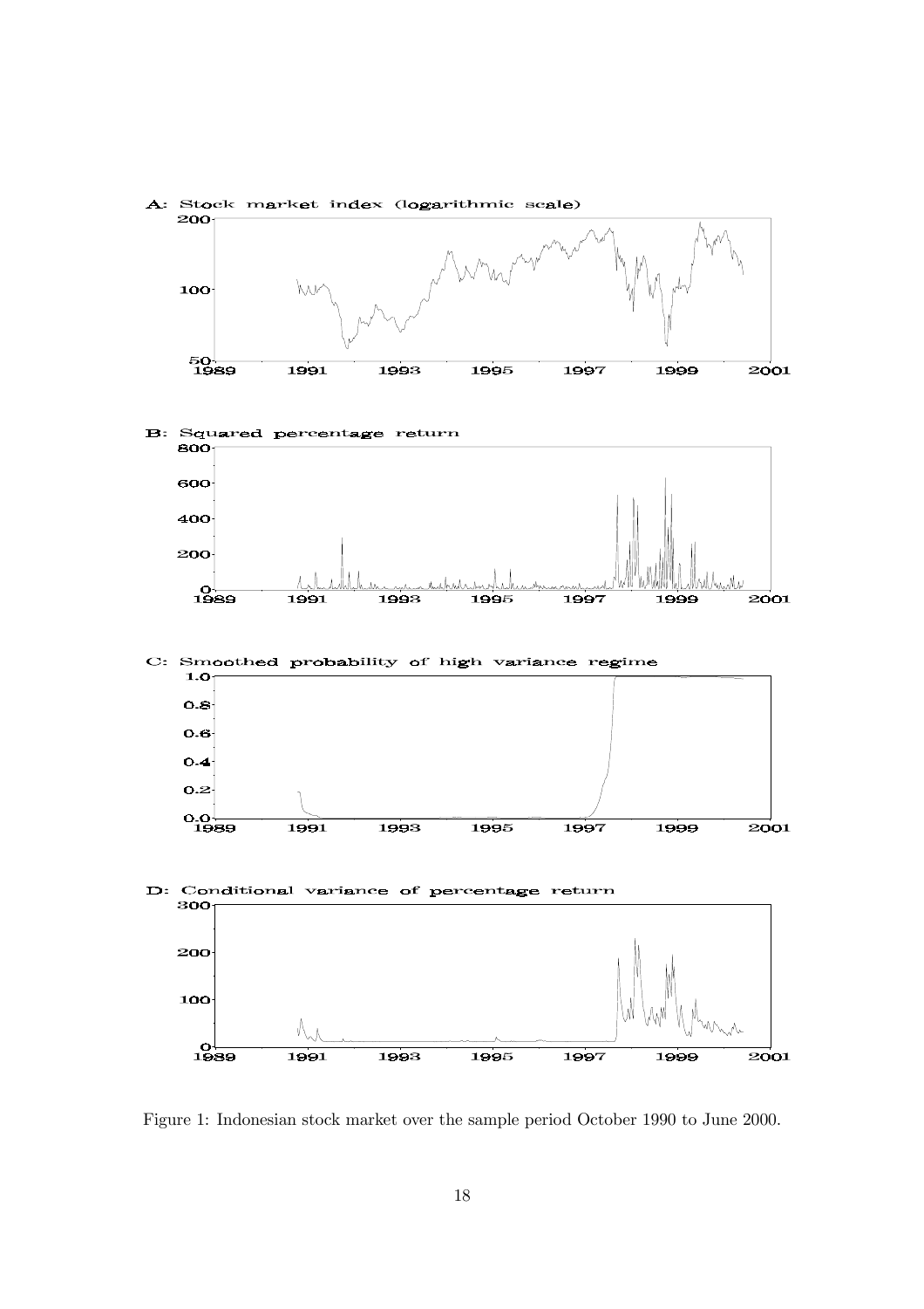Figure 1: Indonesian stock market over the sample period October 1990 to June 2000.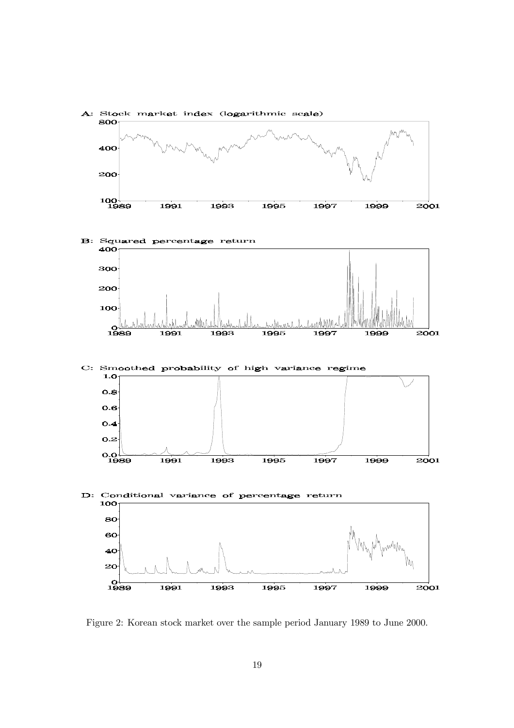A: Stock market index (logarithmic scale)

B: Squared percentage return

C: Smoothed probability of high variance regime

D: Conditional variance of percentage return

Figure 2: Korean stock market over the sample period January 1989 to June 2000.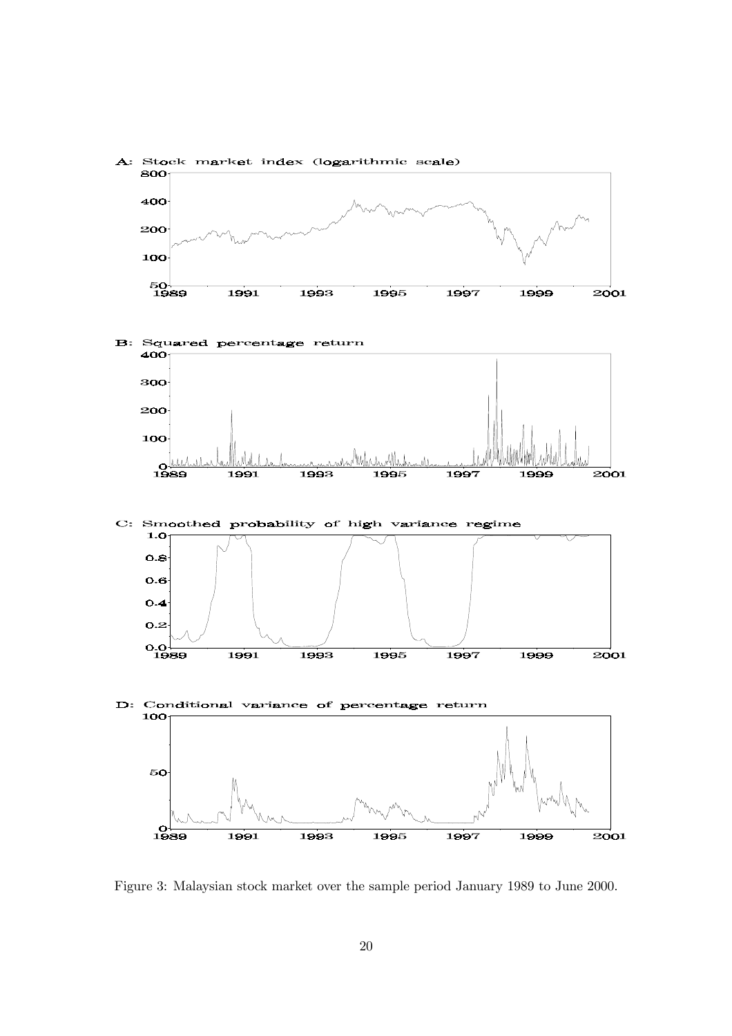Figure 3: Malaysian stock market over the sample period January 1989 to June 2000.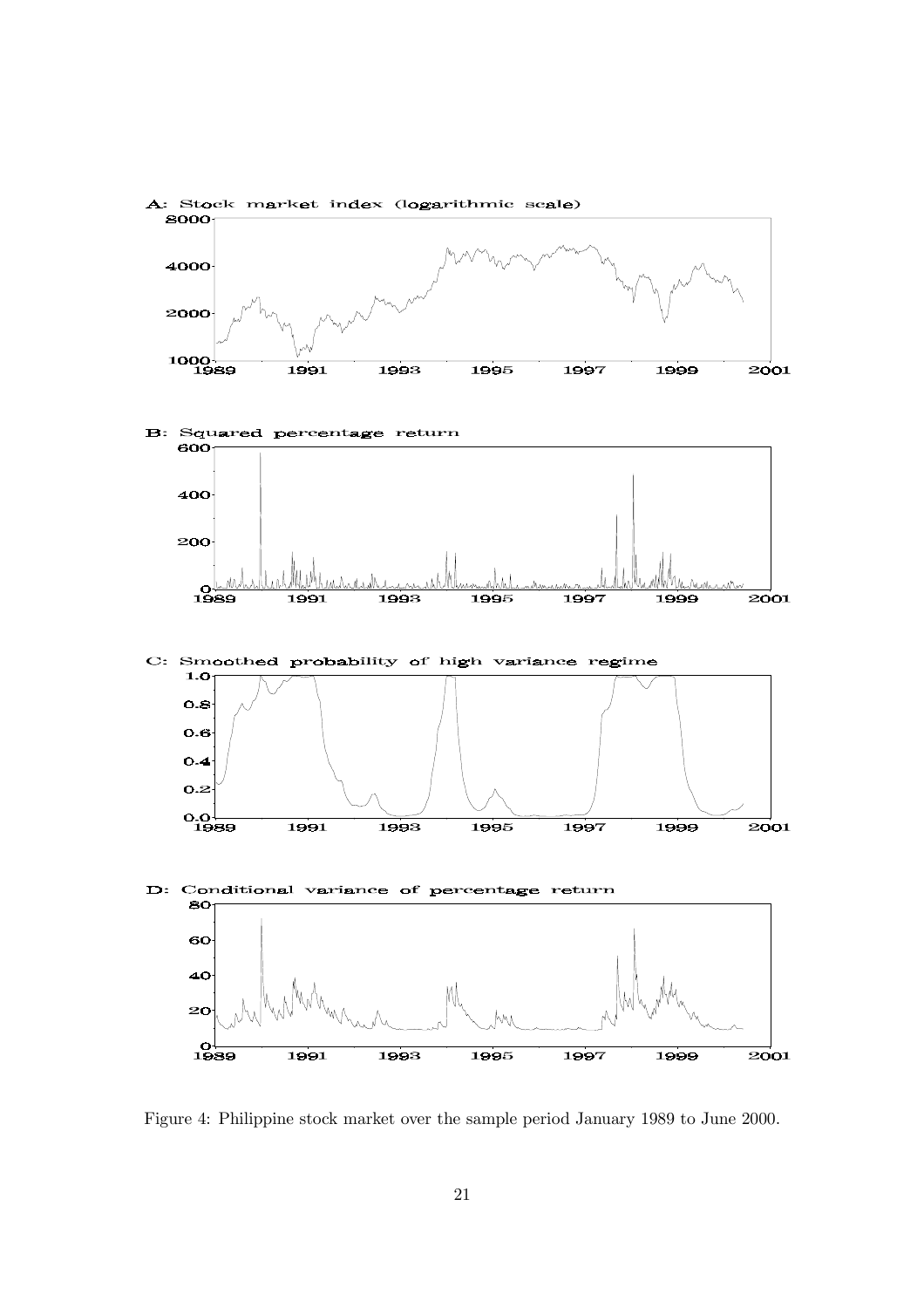A: Stock market index (logarithmic scale)

B: Squared percentage return

C: Smoothed probability of high variance regime

D: Conditional variance of percentage return

Figure 4: Philippine stock market over the sample period January 1989 to June 2000.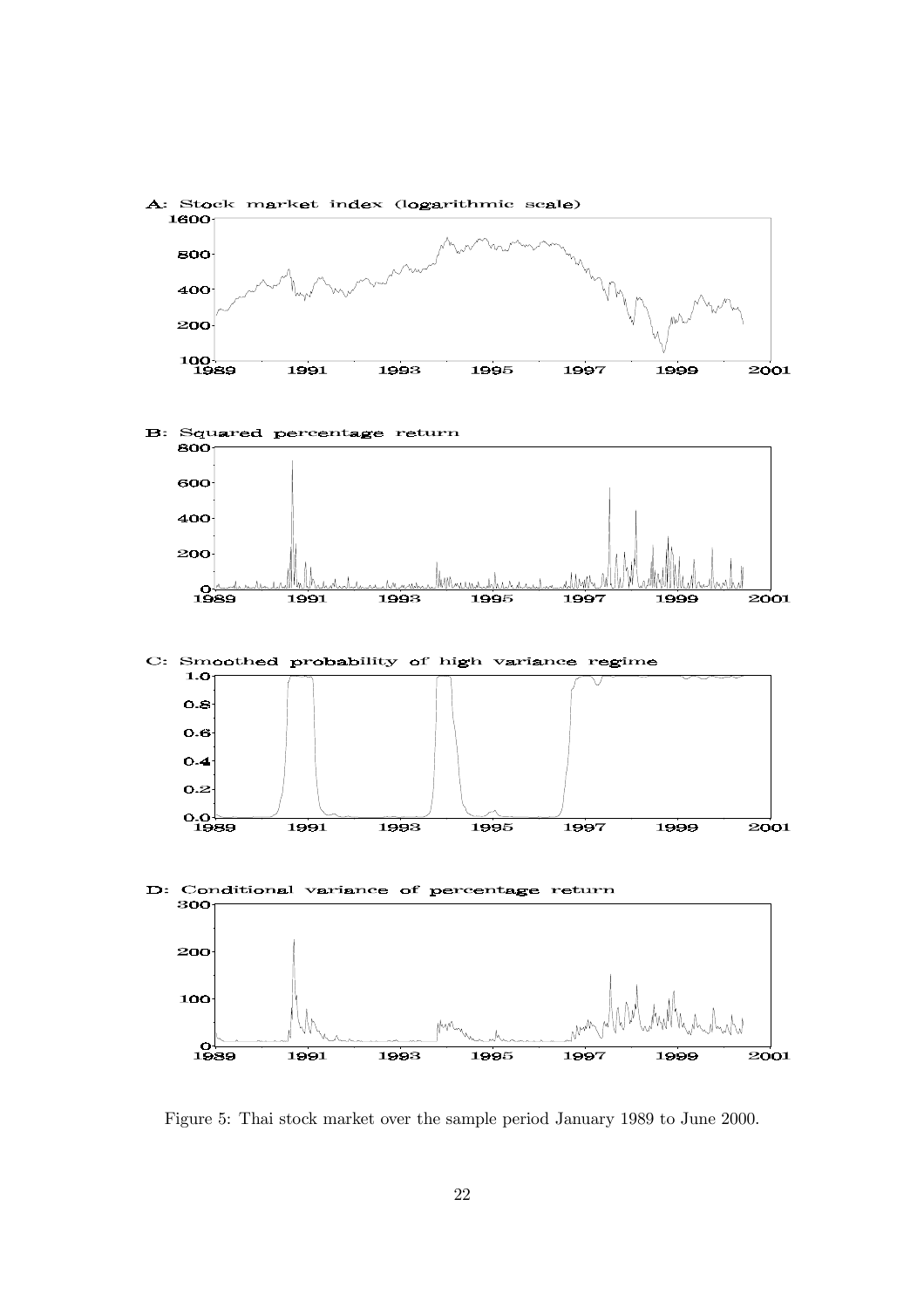A: Stock market index (logarithmic scale)

1600
800
400
200
100
1989 1991 1993 1995 1997 1999 2001

B: Squared percentage return

800
600
400
200
0
1989 1991 1993 1995 1997 1999 2001

C: Smoothed probability of high variance regime

1.0
0.8
0.6
0.4
0.2
0.0
1989 1991 1993 1995 1997 1999 2001

D: Conditional variance of percentage return

300
200
100
0
1989 1991 1993 1995 1997 1999 2001

Figure 5: Thai stock market over the sample period January 1989 to June 2000.